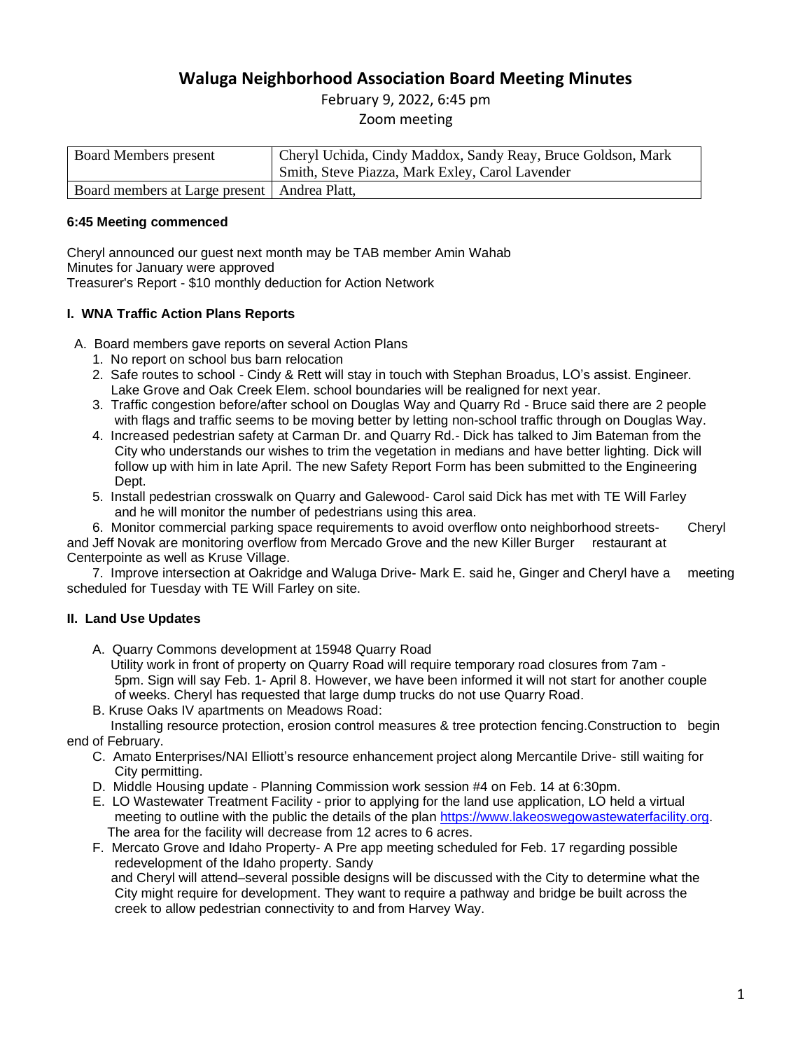# Waluga Neighborhood Association Board Meeting Minutes

February 9, 2022, 6:45 pm

Zoom meeting

| Board Members present | Cheryl Uchida, Cindy Maddox, Sandy Reay, Bruce Goldson, Mark Smith, Steve Piazza, Mark Exley, Carol Lavender |
|---|---|
| Board members at Large present | Andrea Platt, |

**6:45 Meeting commenced**

Cheryl announced our guest next month may be TAB member Amin Wahab
Minutes for January were approved
Treasurer's Report - $10 monthly deduction for Action Network

**I. WNA Traffic Action Plans Reports**

A. Board members gave reports on several Action Plans

1. No report on school bus barn relocation
2. Safe routes to school - Cindy & Rett will stay in touch with Stephan Broadus, LO's assist. Engineer. Lake Grove and Oak Creek Elem. school boundaries will be realigned for next year.
3. Traffic congestion before/after school on Douglas Way and Quarry Rd - Bruce said there are 2 people with flags and traffic seems to be moving better by letting non-school traffic through on Douglas Way.
4. Increased pedestrian safety at Carman Dr. and Quarry Rd.- Dick has talked to Jim Bateman from the City who understands our wishes to trim the vegetation in medians and have better lighting. Dick will follow up with him in late April. The new Safety Report Form has been submitted to the Engineering Dept.
5. Install pedestrian crosswalk on Quarry and Galewood- Carol said Dick has met with TE Will Farley and he will monitor the number of pedestrians using this area.
6. Monitor commercial parking space requirements to avoid overflow onto neighborhood streets- Cheryl and Jeff Novak are monitoring overflow from Mercado Grove and the new Killer Burger restaurant at Centerpointe as well as Kruse Village.
7. Improve intersection at Oakridge and Waluga Drive- Mark E. said he, Ginger and Cheryl have a meeting scheduled for Tuesday with TE Will Farley on site.

**II. Land Use Updates**

A. Quarry Commons development at 15948 Quarry Road
Utility work in front of property on Quarry Road will require temporary road closures from 7am - 5pm. Sign will say Feb. 1- April 8. However, we have been informed it will not start for another couple of weeks. Cheryl has requested that large dump trucks do not use Quarry Road.

B. Kruse Oaks IV apartments on Meadows Road:
Installing resource protection, erosion control measures & tree protection fencing.Construction to begin end of February.

C. Amato Enterprises/NAI Elliott's resource enhancement project along Mercantile Drive- still waiting for City permitting.

D. Middle Housing update - Planning Commission work session #4 on Feb. 14 at 6:30pm.

E. LO Wastewater Treatment Facility - prior to applying for the land use application, LO held a virtual meeting to outline with the public the details of the plan https://www.lakeoswegowastewaterfacility.org. The area for the facility will decrease from 12 acres to 6 acres.

F. Mercato Grove and Idaho Property- A Pre app meeting scheduled for Feb. 17 regarding possible redevelopment of the Idaho property. Sandy and Cheryl will attend–several possible designs will be discussed with the City to determine what the City might require for development. They want to require a pathway and bridge be built across the creek to allow pedestrian connectivity to and from Harvey Way.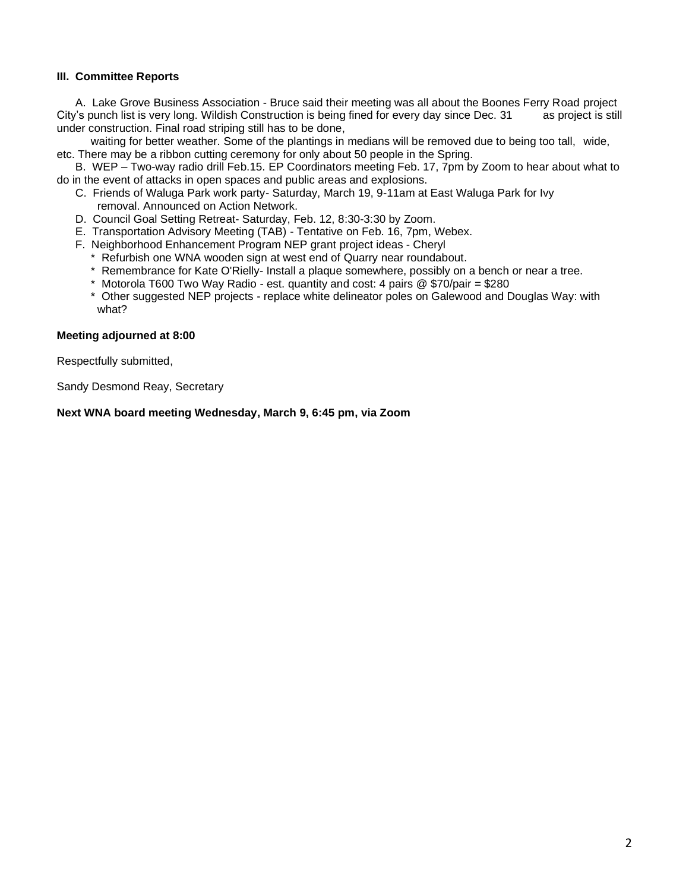**III. Committee Reports**

A. Lake Grove Business Association - Bruce said their meeting was all about the Boones Ferry Road project City's punch list is very long. Wildish Construction is being fined for every day since Dec. 31 as project is still under construction. Final road striping still has to be done, waiting for better weather. Some of the plantings in medians will be removed due to being too tall, wide, etc. There may be a ribbon cutting ceremony for only about 50 people in the Spring.

B. WEP – Two-way radio drill Feb.15. EP Coordinators meeting Feb. 17, 7pm by Zoom to hear about what to do in the event of attacks in open spaces and public areas and explosions.

C. Friends of Waluga Park work party- Saturday, March 19, 9-11am at East Waluga Park for Ivy removal. Announced on Action Network.

D. Council Goal Setting Retreat- Saturday, Feb. 12, 8:30-3:30 by Zoom.

E. Transportation Advisory Meeting (TAB) - Tentative on Feb. 16, 7pm, Webex.

F. Neighborhood Enhancement Program NEP grant project ideas - Cheryl

* Refurbish one WNA wooden sign at west end of Quarry near roundabout.
* Remembrance for Kate O'Rielly- Install a plaque somewhere, possibly on a bench or near a tree.
* Motorola T600 Two Way Radio - est. quantity and cost: 4 pairs @ $70/pair = $280
* Other suggested NEP projects - replace white delineator poles on Galewood and Douglas Way: with what?

**Meeting adjourned at 8:00**

Respectfully submitted,

Sandy Desmond Reay, Secretary

**Next WNA board meeting Wednesday, March 9, 6:45 pm, via Zoom**